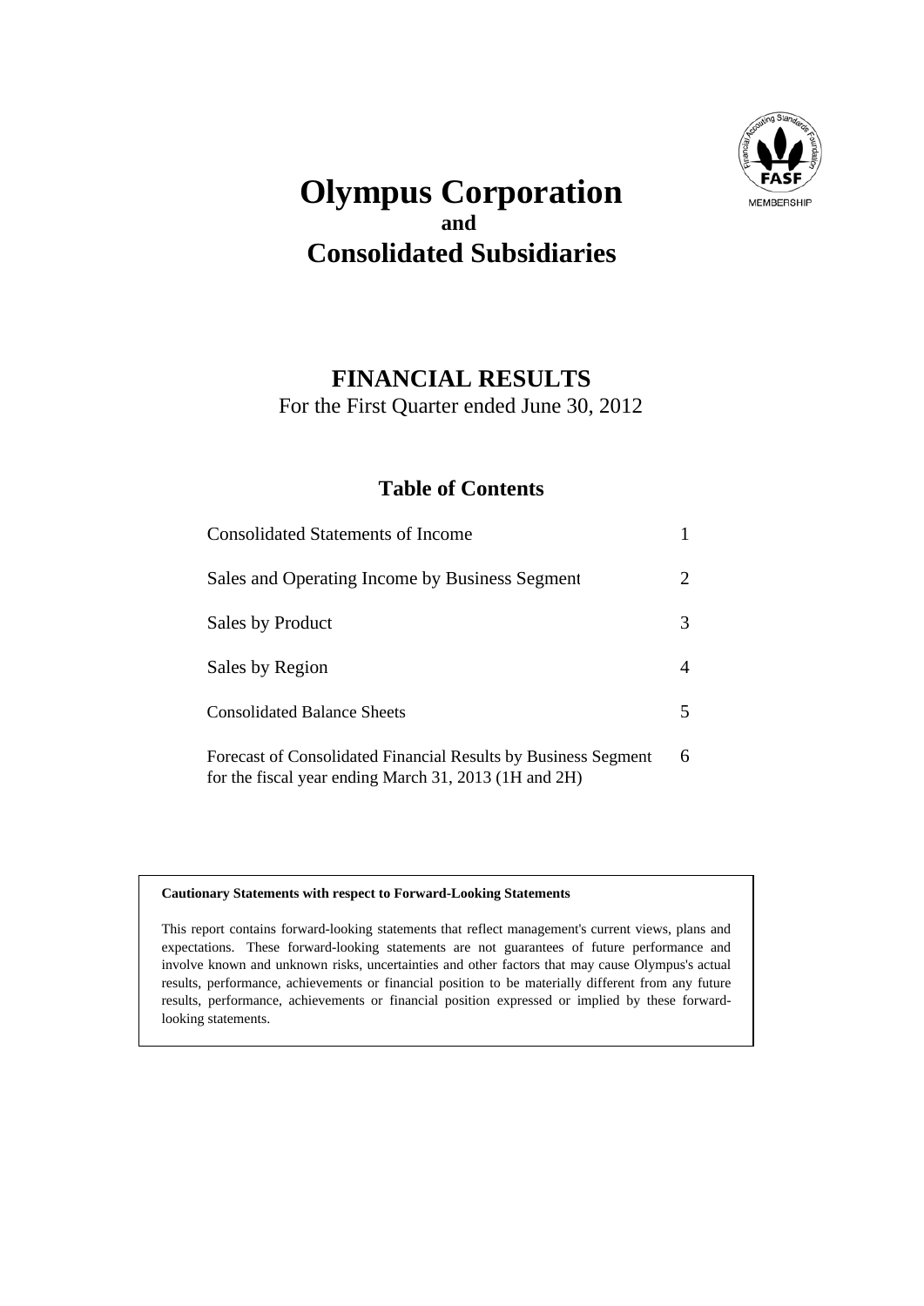# Olympus Corporation
**and**
# Consolidated Subsidiaries

## FINANCIAL RESULTS

For the First Quarter ended June 30, 2012

### Table of Contents

| | |
|---|---|
| Consolidated Statements of Income | 1 |
| Sales and Operating Income by Business Segment | 2 |
| Sales by Product | 3 |
| Sales by Region | 4 |
| Consolidated Balance Sheets | 5 |
| Forecast of Consolidated Financial Results by Business Segment for the fiscal year ending March 31, 2013 (1H and 2H) | 6 |

**Cautionary Statements with respect to Forward-Looking Statements**

This report contains forward-looking statements that reflect management's current views, plans and expectations. These forward-looking statements are not guarantees of future performance and involve known and unknown risks, uncertainties and other factors that may cause Olympus's actual results, performance, achievements or financial position to be materially different from any future results, performance, achievements or financial position expressed or implied by these forward-looking statements.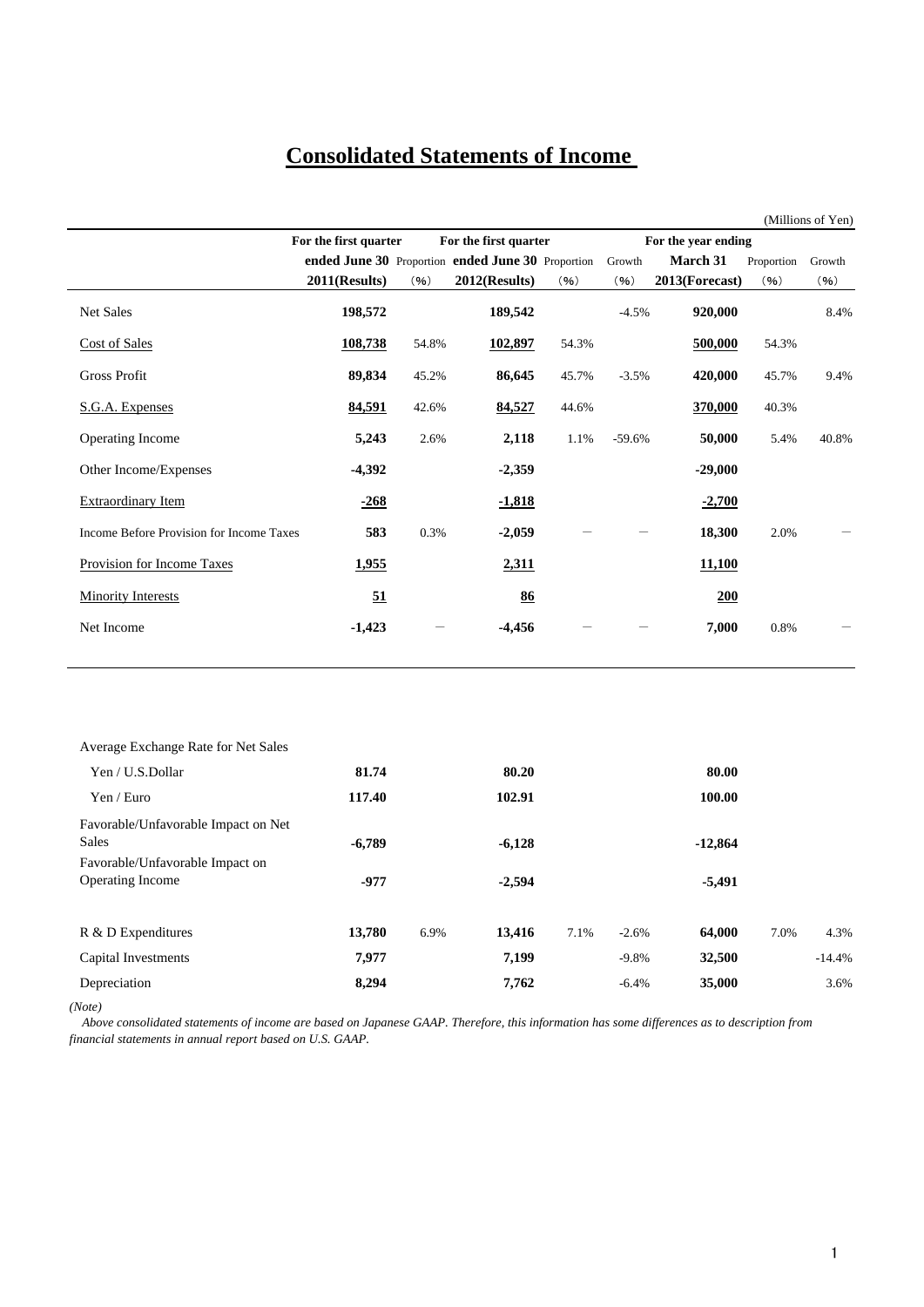# Consolidated Statements of Income

(Millions of Yen)

| | For the first quarter ended June 30 2011(Results) | Proportion (%) | For the first quarter ended June 30 2012(Results) | Proportion (%) | Growth (%) | For the year ending March 31 2013(Forecast) | Proportion (%) | Growth (%) |
|---|---|---|---|---|---|---|---|---|
| Net Sales | **198,572** | | **189,542** | | -4.5% | **920,000** | | 8.4% |
| Cost of Sales | **108,738** | 54.8% | **102,897** | 54.3% | | **500,000** | 54.3% | |
| Gross Profit | **89,834** | 45.2% | **86,645** | 45.7% | -3.5% | **420,000** | 45.7% | 9.4% |
| S.G.A. Expenses | **84,591** | 42.6% | **84,527** | 44.6% | | **370,000** | 40.3% | |
| Operating Income | **5,243** | 2.6% | **2,118** | 1.1% | -59.6% | **50,000** | 5.4% | 40.8% |
| Other Income/Expenses | **-4,392** | | **-2,359** | | | **-29,000** | | |
| Extraordinary Item | **-268** | | **-1,818** | | | **-2,700** | | |
| Income Before Provision for Income Taxes | **583** | 0.3% | **-2,059** | — | — | **18,300** | 2.0% | — |
| Provision for Income Taxes | **1,955** | | **2,311** | | | **11,100** | | |
| Minority Interests | **51** | | **86** | | | **200** | | |
| Net Income | **-1,423** | — | **-4,456** | — | — | **7,000** | 0.8% | — |

| | 2011(Results) | Proportion (%) | 2012(Results) | Proportion (%) | Growth (%) | 2013(Forecast) | Proportion (%) | Growth (%) |
|---|---|---|---|---|---|---|---|---|
| Average Exchange Rate for Net Sales | | | | | | | | |
| Yen / U.S.Dollar | **81.74** | | **80.20** | | | **80.00** | | |
| Yen / Euro | **117.40** | | **102.91** | | | **100.00** | | |
| Favorable/Unfavorable Impact on Net Sales | **-6,789** | | **-6,128** | | | **-12,864** | | |
| Favorable/Unfavorable Impact on Operating Income | **-977** | | **-2,594** | | | **-5,491** | | |
| R & D Expenditures | **13,780** | 6.9% | **13,416** | 7.1% | -2.6% | **64,000** | 7.0% | 4.3% |
| Capital Investments | **7,977** | | **7,199** | | -9.8% | **32,500** | | -14.4% |
| Depreciation | **8,294** | | **7,762** | | -6.4% | **35,000** | | 3.6% |

*(Note)*

*Above consolidated statements of income are based on Japanese GAAP. Therefore, this information has some differences as to description from financial statements in annual report based on U.S. GAAP.*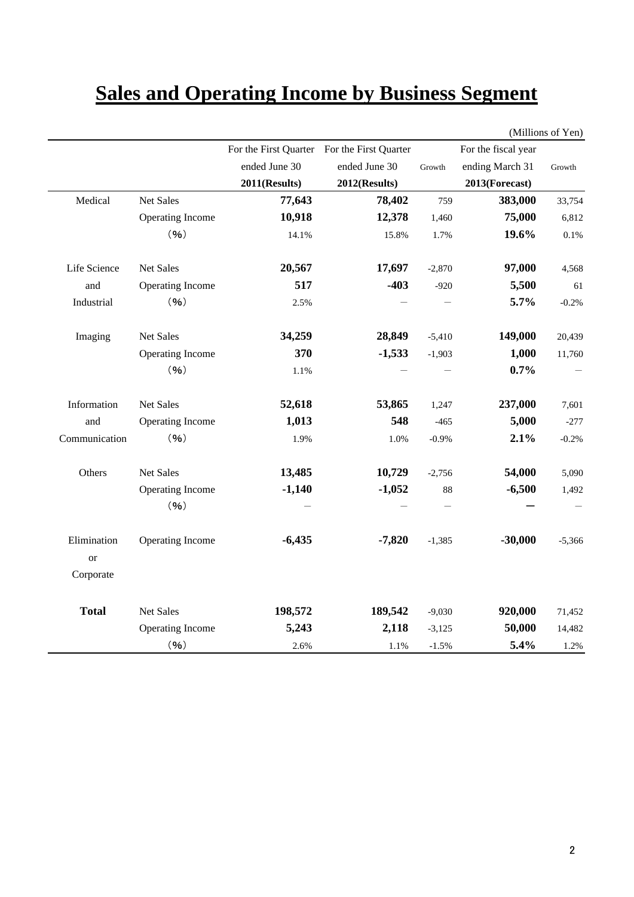# Sales and Operating Income by Business Segment

(Millions of Yen)

| | | For the First Quarter ended June 30 2011(Results) | For the First Quarter ended June 30 2012(Results) | Growth | For the fiscal year ending March 31 2013(Forecast) | Growth |
|---|---|---|---|---|---|---|
| Medical | Net Sales | **77,643** | **78,402** | 759 | **383,000** | 33,754 |
| | Operating Income | **10,918** | **12,378** | 1,460 | **75,000** | 6,812 |
| | （%） | 14.1% | 15.8% | 1.7% | **19.6%** | 0.1% |
| Life Science and Industrial | Net Sales | **20,567** | **17,697** | -2,870 | **97,000** | 4,568 |
| | Operating Income | **517** | **-403** | -920 | **5,500** | 61 |
| | （%） | 2.5% | － | － | **5.7%** | -0.2% |
| Imaging | Net Sales | **34,259** | **28,849** | -5,410 | **149,000** | 20,439 |
| | Operating Income | **370** | **-1,533** | -1,903 | **1,000** | 11,760 |
| | （%） | 1.1% | － | － | **0.7%** | － |
| Information and Communication | Net Sales | **52,618** | **53,865** | 1,247 | **237,000** | 7,601 |
| | Operating Income | **1,013** | **548** | -465 | **5,000** | -277 |
| | （%） | 1.9% | 1.0% | -0.9% | **2.1%** | -0.2% |
| Others | Net Sales | **13,485** | **10,729** | -2,756 | **54,000** | 5,090 |
| | Operating Income | **-1,140** | **-1,052** | 88 | **-6,500** | 1,492 |
| | （%） | － | － | － | **－** | － |
| Elimination or Corporate | Operating Income | **-6,435** | **-7,820** | -1,385 | **-30,000** | -5,366 |
| **Total** | Net Sales | **198,572** | **189,542** | -9,030 | **920,000** | 71,452 |
| | Operating Income | **5,243** | **2,118** | -3,125 | **50,000** | 14,482 |
| | （%） | 2.6% | 1.1% | -1.5% | **5.4%** | 1.2% |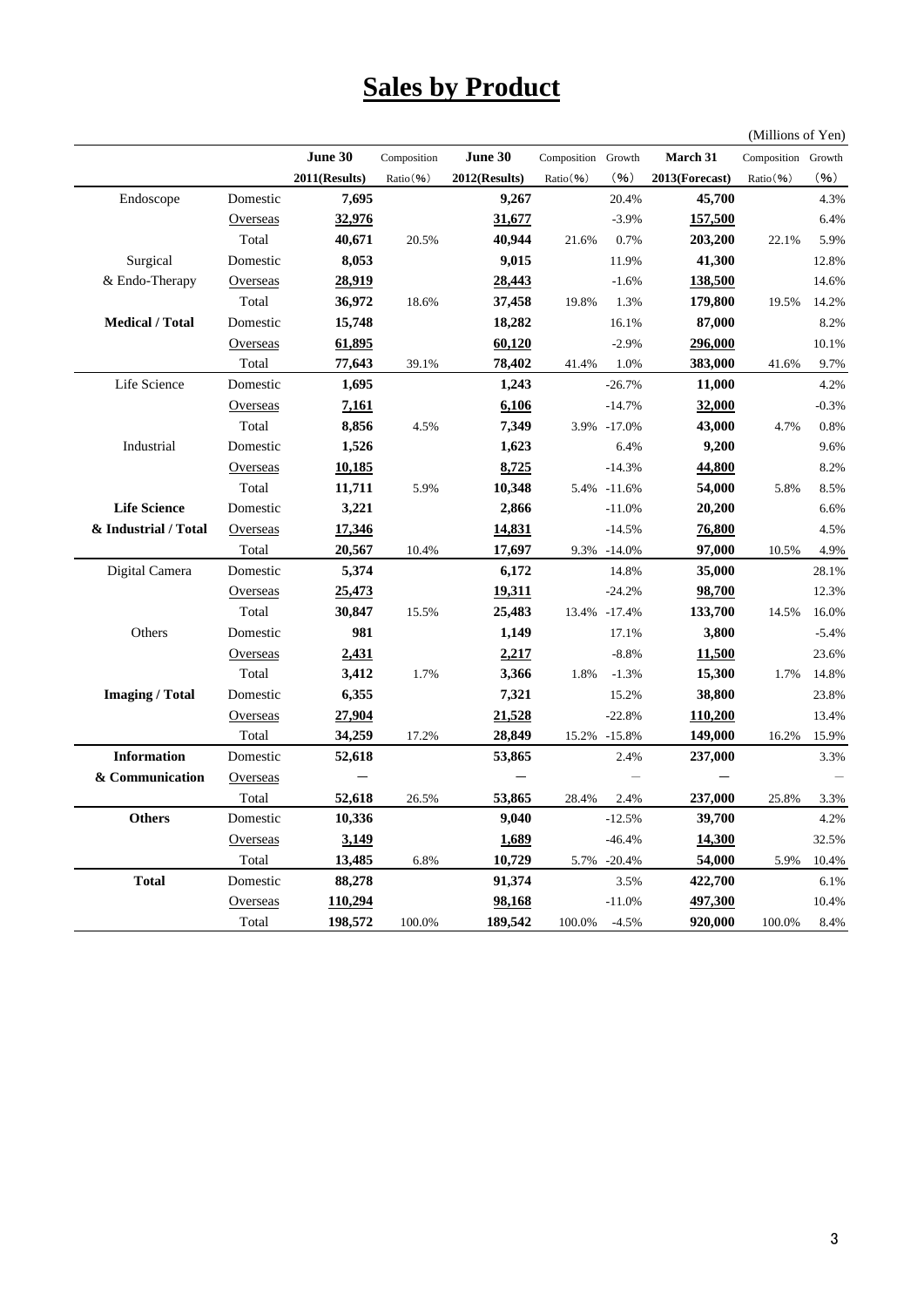# Sales by Product

(Millions of Yen)

| | | June 30 2011(Results) | Composition Ratio(%) | June 30 2012(Results) | Composition Ratio(%) | Growth (%) | March 31 2013(Forecast) | Composition Ratio(%) | Growth (%) |
|---|---|---|---|---|---|---|---|---|---|
| Endoscope | Domestic | **7,695** | | **9,267** | | 20.4% | **45,700** | | 4.3% |
| | Overseas | **32,976** | | **31,677** | | -3.9% | **157,500** | | 6.4% |
| | Total | **40,671** | 20.5% | **40,944** | 21.6% | 0.7% | **203,200** | 22.1% | 5.9% |
| Surgical & Endo-Therapy | Domestic | **8,053** | | **9,015** | | 11.9% | **41,300** | | 12.8% |
| | Overseas | **28,919** | | **28,443** | | -1.6% | **138,500** | | 14.6% |
| | Total | **36,972** | 18.6% | **37,458** | 19.8% | 1.3% | **179,800** | 19.5% | 14.2% |
| **Medical / Total** | Domestic | **15,748** | | **18,282** | | 16.1% | **87,000** | | 8.2% |
| | Overseas | **61,895** | | **60,120** | | -2.9% | **296,000** | | 10.1% |
| | Total | **77,643** | 39.1% | **78,402** | 41.4% | 1.0% | **383,000** | 41.6% | 9.7% |
| Life Science | Domestic | **1,695** | | **1,243** | | -26.7% | **11,000** | | 4.2% |
| | Overseas | **7,161** | | **6,106** | | -14.7% | **32,000** | | -0.3% |
| | Total | **8,856** | 4.5% | **7,349** | 3.9% | -17.0% | **43,000** | 4.7% | 0.8% |
| Industrial | Domestic | **1,526** | | **1,623** | | 6.4% | **9,200** | | 9.6% |
| | Overseas | **10,185** | | **8,725** | | -14.3% | **44,800** | | 8.2% |
| | Total | **11,711** | 5.9% | **10,348** | 5.4% | -11.6% | **54,000** | 5.8% | 8.5% |
| **Life Science & Industrial / Total** | Domestic | **3,221** | | **2,866** | | -11.0% | **20,200** | | 6.6% |
| | Overseas | **17,346** | | **14,831** | | -14.5% | **76,800** | | 4.5% |
| | Total | **20,567** | 10.4% | **17,697** | 9.3% | -14.0% | **97,000** | 10.5% | 4.9% |
| Digital Camera | Domestic | **5,374** | | **6,172** | | 14.8% | **35,000** | | 28.1% |
| | Overseas | **25,473** | | **19,311** | | -24.2% | **98,700** | | 12.3% |
| | Total | **30,847** | 15.5% | **25,483** | 13.4% | -17.4% | **133,700** | 14.5% | 16.0% |
| Others | Domestic | **981** | | **1,149** | | 17.1% | **3,800** | | -5.4% |
| | Overseas | **2,431** | | **2,217** | | -8.8% | **11,500** | | 23.6% |
| | Total | **3,412** | 1.7% | **3,366** | 1.8% | -1.3% | **15,300** | 1.7% | 14.8% |
| **Imaging / Total** | Domestic | **6,355** | | **7,321** | | 15.2% | **38,800** | | 23.8% |
| | Overseas | **27,904** | | **21,528** | | -22.8% | **110,200** | | 13.4% |
| | Total | **34,259** | 17.2% | **28,849** | 15.2% | -15.8% | **149,000** | 16.2% | 15.9% |
| **Information & Communication** | Domestic | **52,618** | | **53,865** | | 2.4% | **237,000** | | 3.3% |
| | Overseas | **—** | | **—** | | — | **—** | | — |
| | Total | **52,618** | 26.5% | **53,865** | 28.4% | 2.4% | **237,000** | 25.8% | 3.3% |
| **Others** | Domestic | **10,336** | | **9,040** | | -12.5% | **39,700** | | 4.2% |
| | Overseas | **3,149** | | **1,689** | | -46.4% | **14,300** | | 32.5% |
| | Total | **13,485** | 6.8% | **10,729** | 5.7% | -20.4% | **54,000** | 5.9% | 10.4% |
| **Total** | Domestic | **88,278** | | **91,374** | | 3.5% | **422,700** | | 6.1% |
| | Overseas | **110,294** | | **98,168** | | -11.0% | **497,300** | | 10.4% |
| | Total | **198,572** | 100.0% | **189,542** | 100.0% | -4.5% | **920,000** | 100.0% | 8.4% |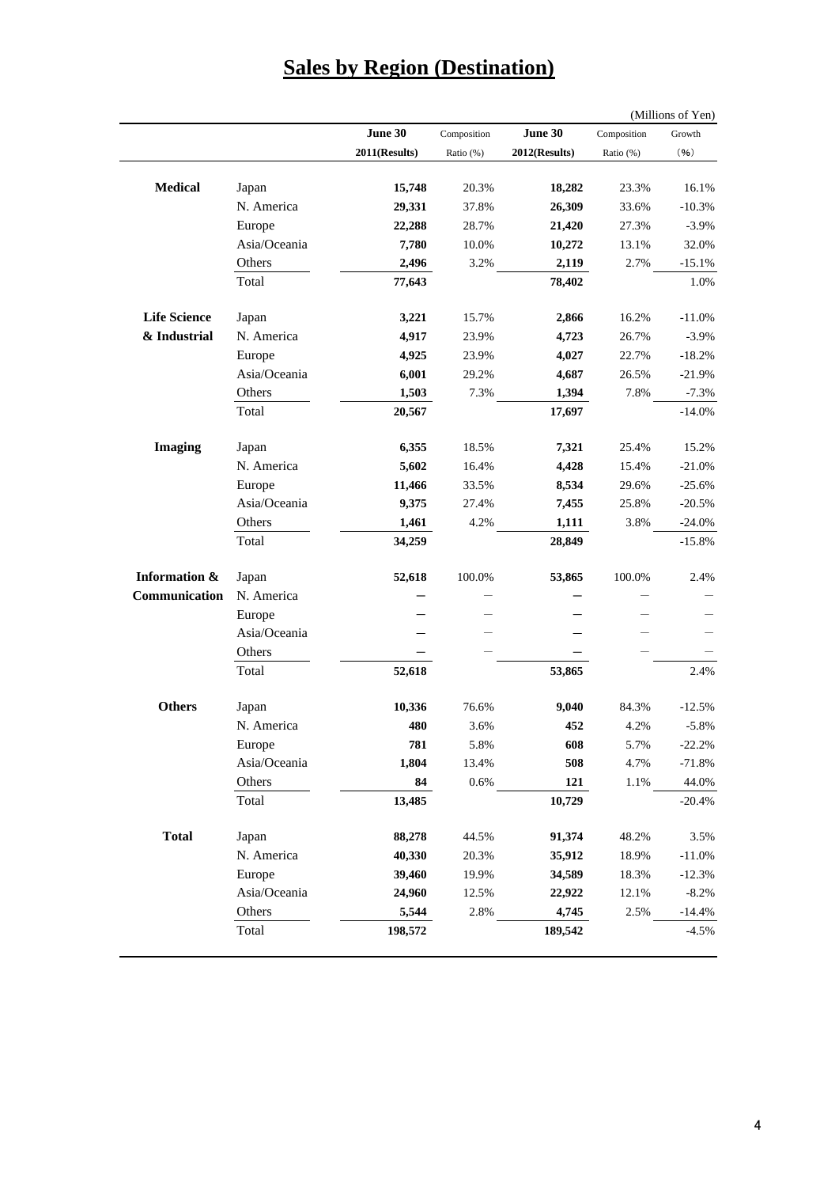# Sales by Region (Destination)

(Millions of Yen)

| | | June 30 2011(Results) | Composition Ratio (%) | June 30 2012(Results) | Composition Ratio (%) | Growth (%) |
|---|---|---|---|---|---|---|
| **Medical** | Japan | **15,748** | 20.3% | **18,282** | 23.3% | 16.1% |
| | N. America | **29,331** | 37.8% | **26,309** | 33.6% | -10.3% |
| | Europe | **22,288** | 28.7% | **21,420** | 27.3% | -3.9% |
| | Asia/Oceania | **7,780** | 10.0% | **10,272** | 13.1% | 32.0% |
| | Others | **2,496** | 3.2% | **2,119** | 2.7% | -15.1% |
| | Total | **77,643** | | **78,402** | | 1.0% |
| **Life Science & Industrial** | Japan | **3,221** | 15.7% | **2,866** | 16.2% | -11.0% |
| | N. America | **4,917** | 23.9% | **4,723** | 26.7% | -3.9% |
| | Europe | **4,925** | 23.9% | **4,027** | 22.7% | -18.2% |
| | Asia/Oceania | **6,001** | 29.2% | **4,687** | 26.5% | -21.9% |
| | Others | **1,503** | 7.3% | **1,394** | 7.8% | -7.3% |
| | Total | **20,567** | | **17,697** | | -14.0% |
| **Imaging** | Japan | **6,355** | 18.5% | **7,321** | 25.4% | 15.2% |
| | N. America | **5,602** | 16.4% | **4,428** | 15.4% | -21.0% |
| | Europe | **11,466** | 33.5% | **8,534** | 29.6% | -25.6% |
| | Asia/Oceania | **9,375** | 27.4% | **7,455** | 25.8% | -20.5% |
| | Others | **1,461** | 4.2% | **1,111** | 3.8% | -24.0% |
| | Total | **34,259** | | **28,849** | | -15.8% |
| **Information & Communication** | Japan | **52,618** | 100.0% | **53,865** | 100.0% | 2.4% |
| | N. America | **—** | — | **—** | — | — |
| | Europe | **—** | — | **—** | — | — |
| | Asia/Oceania | **—** | — | **—** | — | — |
| | Others | **—** | — | **—** | — | — |
| | Total | **52,618** | | **53,865** | | 2.4% |
| **Others** | Japan | **10,336** | 76.6% | **9,040** | 84.3% | -12.5% |
| | N. America | **480** | 3.6% | **452** | 4.2% | -5.8% |
| | Europe | **781** | 5.8% | **608** | 5.7% | -22.2% |
| | Asia/Oceania | **1,804** | 13.4% | **508** | 4.7% | -71.8% |
| | Others | **84** | 0.6% | **121** | 1.1% | 44.0% |
| | Total | **13,485** | | **10,729** | | -20.4% |
| **Total** | Japan | **88,278** | 44.5% | **91,374** | 48.2% | 3.5% |
| | N. America | **40,330** | 20.3% | **35,912** | 18.9% | -11.0% |
| | Europe | **39,460** | 19.9% | **34,589** | 18.3% | -12.3% |
| | Asia/Oceania | **24,960** | 12.5% | **22,922** | 12.1% | -8.2% |
| | Others | **5,544** | 2.8% | **4,745** | 2.5% | -14.4% |
| | Total | **198,572** | | **189,542** | | -4.5% |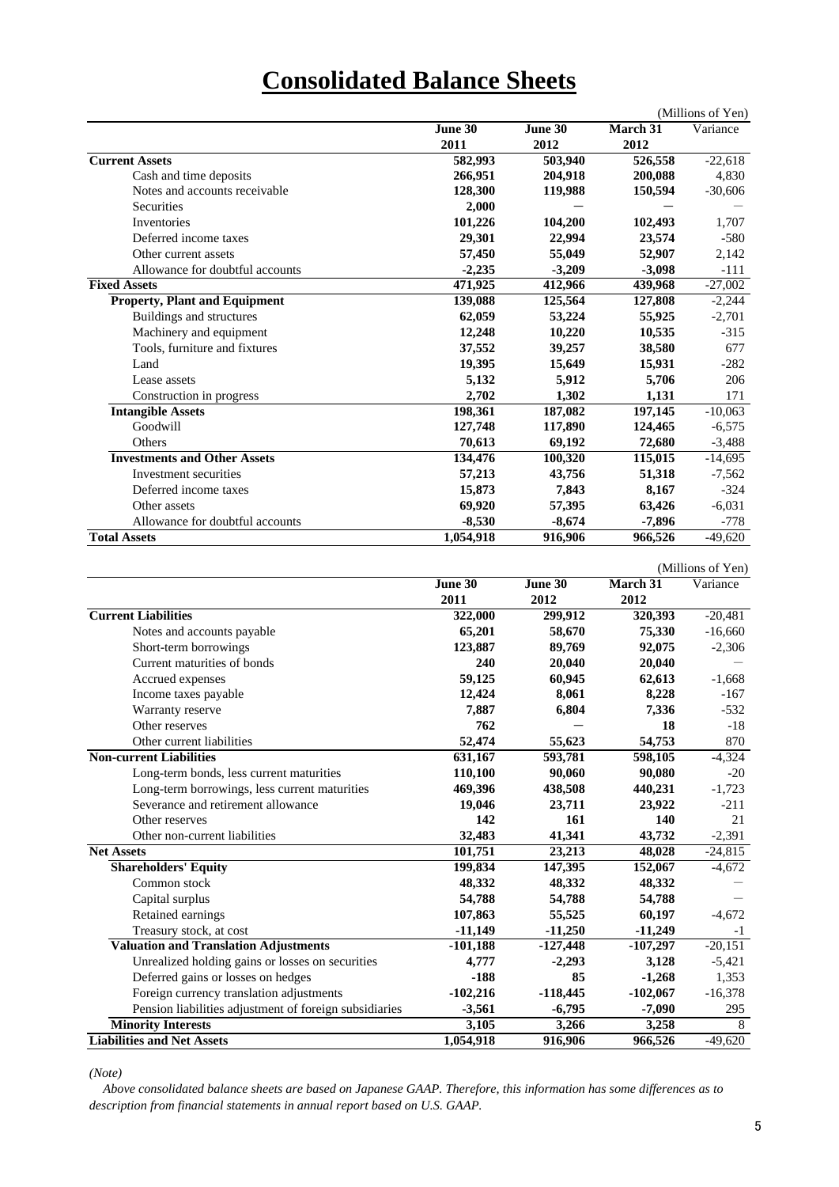# Consolidated Balance Sheets

(Millions of Yen)

| | June 30 2011 | June 30 2012 | March 31 2012 | Variance |
|---|---|---|---|---|
| **Current Assets** | **582,993** | **503,940** | **526,558** | -22,618 |
| Cash and time deposits | **266,951** | **204,918** | **200,088** | 4,830 |
| Notes and accounts receivable | **128,300** | **119,988** | **150,594** | -30,606 |
| Securities | **2,000** | **—** | **—** | — |
| Inventories | **101,226** | **104,200** | **102,493** | 1,707 |
| Deferred income taxes | **29,301** | **22,994** | **23,574** | -580 |
| Other current assets | **57,450** | **55,049** | **52,907** | 2,142 |
| Allowance for doubtful accounts | **-2,235** | **-3,209** | **-3,098** | -111 |
| **Fixed Assets** | **471,925** | **412,966** | **439,968** | -27,002 |
| **Property, Plant and Equipment** | **139,088** | **125,564** | **127,808** | -2,244 |
| Buildings and structures | **62,059** | **53,224** | **55,925** | -2,701 |
| Machinery and equipment | **12,248** | **10,220** | **10,535** | -315 |
| Tools, furniture and fixtures | **37,552** | **39,257** | **38,580** | 677 |
| Land | **19,395** | **15,649** | **15,931** | -282 |
| Lease assets | **5,132** | **5,912** | **5,706** | 206 |
| Construction in progress | **2,702** | **1,302** | **1,131** | 171 |
| **Intangible Assets** | **198,361** | **187,082** | **197,145** | -10,063 |
| Goodwill | **127,748** | **117,890** | **124,465** | -6,575 |
| Others | **70,613** | **69,192** | **72,680** | -3,488 |
| **Investments and Other Assets** | **134,476** | **100,320** | **115,015** | -14,695 |
| Investment securities | **57,213** | **43,756** | **51,318** | -7,562 |
| Deferred income taxes | **15,873** | **7,843** | **8,167** | -324 |
| Other assets | **69,920** | **57,395** | **63,426** | -6,031 |
| Allowance for doubtful accounts | **-8,530** | **-8,674** | **-7,896** | -778 |
| **Total Assets** | **1,054,918** | **916,906** | **966,526** | -49,620 |

(Millions of Yen)

| | June 30 2011 | June 30 2012 | March 31 2012 | Variance |
|---|---|---|---|---|
| **Current Liabilities** | **322,000** | **299,912** | **320,393** | -20,481 |
| Notes and accounts payable | **65,201** | **58,670** | **75,330** | -16,660 |
| Short-term borrowings | **123,887** | **89,769** | **92,075** | -2,306 |
| Current maturities of bonds | **240** | **20,040** | **20,040** | — |
| Accrued expenses | **59,125** | **60,945** | **62,613** | -1,668 |
| Income taxes payable | **12,424** | **8,061** | **8,228** | -167 |
| Warranty reserve | **7,887** | **6,804** | **7,336** | -532 |
| Other reserves | **762** | **—** | **18** | -18 |
| Other current liabilities | **52,474** | **55,623** | **54,753** | 870 |
| **Non-current Liabilities** | **631,167** | **593,781** | **598,105** | -4,324 |
| Long-term bonds, less current maturities | **110,100** | **90,060** | **90,080** | -20 |
| Long-term borrowings, less current maturities | **469,396** | **438,508** | **440,231** | -1,723 |
| Severance and retirement allowance | **19,046** | **23,711** | **23,922** | -211 |
| Other reserves | **142** | **161** | **140** | 21 |
| Other non-current liabilities | **32,483** | **41,341** | **43,732** | -2,391 |
| **Net Assets** | **101,751** | **23,213** | **48,028** | -24,815 |
| **Shareholders' Equity** | **199,834** | **147,395** | **152,067** | -4,672 |
| Common stock | **48,332** | **48,332** | **48,332** | — |
| Capital surplus | **54,788** | **54,788** | **54,788** | — |
| Retained earnings | **107,863** | **55,525** | **60,197** | -4,672 |
| Treasury stock, at cost | **-11,149** | **-11,250** | **-11,249** | -1 |
| **Valuation and Translation Adjustments** | **-101,188** | **-127,448** | **-107,297** | -20,151 |
| Unrealized holding gains or losses on securities | **4,777** | **-2,293** | **3,128** | -5,421 |
| Deferred gains or losses on hedges | **-188** | **85** | **-1,268** | 1,353 |
| Foreign currency translation adjustments | **-102,216** | **-118,445** | **-102,067** | -16,378 |
| Pension liabilities adjustment of foreign subsidiaries | **-3,561** | **-6,795** | **-7,090** | 295 |
| **Minority Interests** | **3,105** | **3,266** | **3,258** | 8 |
| **Liabilities and Net Assets** | **1,054,918** | **916,906** | **966,526** | -49,620 |

*(Note)*

*Above consolidated balance sheets are based on Japanese GAAP. Therefore, this information has some differences as to description from financial statements in annual report based on U.S. GAAP.*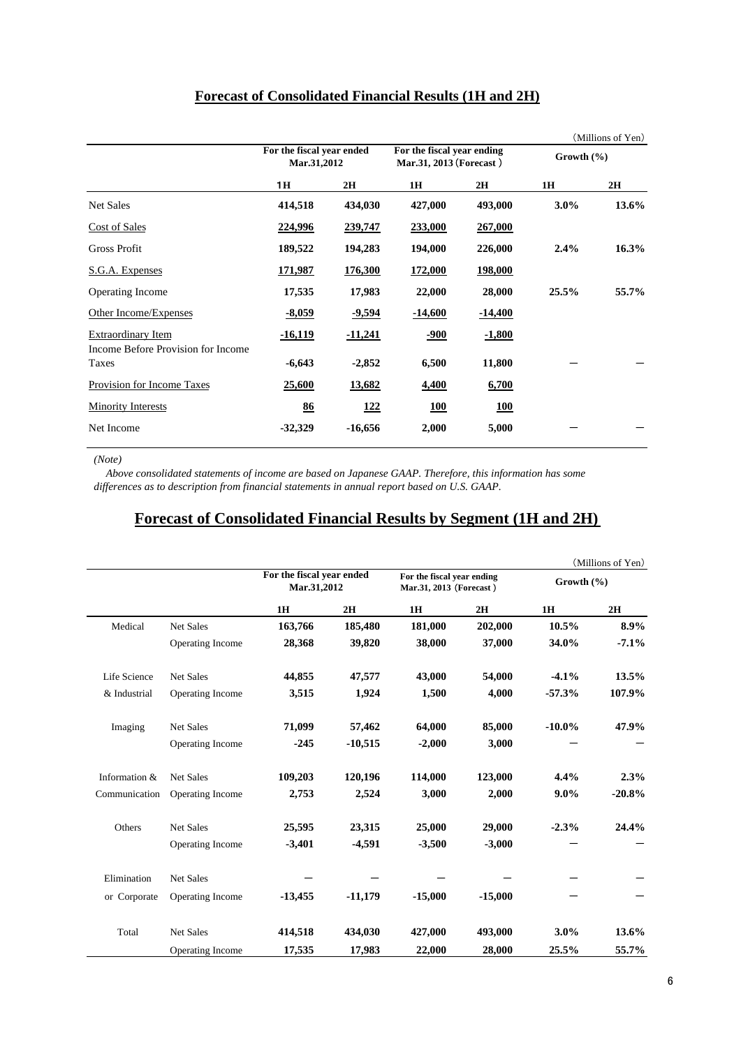## Forecast of Consolidated Financial Results (1H and 2H)

(Millions of Yen)

| | For the fiscal year ended Mar.31,2012 | | For the fiscal year ending Mar.31, 2013 (Forecast ) | | Growth (%) | |
|---|---|---|---|---|---|---|
| | 1H | 2H | 1H | 2H | 1H | 2H |
| Net Sales | 414,518 | 434,030 | 427,000 | 493,000 | 3.0% | 13.6% |
| Cost of Sales | 224,996 | 239,747 | 233,000 | 267,000 | | |
| Gross Profit | 189,522 | 194,283 | 194,000 | 226,000 | 2.4% | 16.3% |
| S.G.A. Expenses | 171,987 | 176,300 | 172,000 | 198,000 | | |
| Operating Income | 17,535 | 17,983 | 22,000 | 28,000 | 25.5% | 55.7% |
| Other Income/Expenses | -8,059 | -9,594 | -14,600 | -14,400 | | |
| Extraordinary Item | -16,119 | -11,241 | -900 | -1,800 | | |
| Income Before Provision for Income Taxes | -6,643 | -2,852 | 6,500 | 11,800 | — | — |
| Provision for Income Taxes | 25,600 | 13,682 | 4,400 | 6,700 | | |
| Minority Interests | 86 | 122 | 100 | 100 | | |
| Net Income | -32,329 | -16,656 | 2,000 | 5,000 | — | — |

*(Note)*

*Above consolidated statements of income are based on Japanese GAAP. Therefore, this information has some differences as to description from financial statements in annual report based on U.S. GAAP.*

## Forecast of Consolidated Financial Results by Segment (1H and 2H)

(Millions of Yen)

| | | For the fiscal year ended Mar.31,2012 | | For the fiscal year ending Mar.31, 2013 (Forecast ) | | Growth (%) | |
|---|---|---|---|---|---|---|---|
| | | 1H | 2H | 1H | 2H | 1H | 2H |
| Medical | Net Sales | 163,766 | 185,480 | 181,000 | 202,000 | 10.5% | 8.9% |
| | Operating Income | 28,368 | 39,820 | 38,000 | 37,000 | 34.0% | -7.1% |
| Life Science & Industrial | Net Sales | 44,855 | 47,577 | 43,000 | 54,000 | -4.1% | 13.5% |
| | Operating Income | 3,515 | 1,924 | 1,500 | 4,000 | -57.3% | 107.9% |
| Imaging | Net Sales | 71,099 | 57,462 | 64,000 | 85,000 | -10.0% | 47.9% |
| | Operating Income | -245 | -10,515 | -2,000 | 3,000 | — | — |
| Information & Communication | Net Sales | 109,203 | 120,196 | 114,000 | 123,000 | 4.4% | 2.3% |
| | Operating Income | 2,753 | 2,524 | 3,000 | 2,000 | 9.0% | -20.8% |
| Others | Net Sales | 25,595 | 23,315 | 25,000 | 29,000 | -2.3% | 24.4% |
| | Operating Income | -3,401 | -4,591 | -3,500 | -3,000 | — | — |
| Elimination or Corporate | Net Sales | — | — | — | — | — | — |
| | Operating Income | -13,455 | -11,179 | -15,000 | -15,000 | — | — |
| Total | Net Sales | 414,518 | 434,030 | 427,000 | 493,000 | 3.0% | 13.6% |
| | Operating Income | 17,535 | 17,983 | 22,000 | 28,000 | 25.5% | 55.7% |